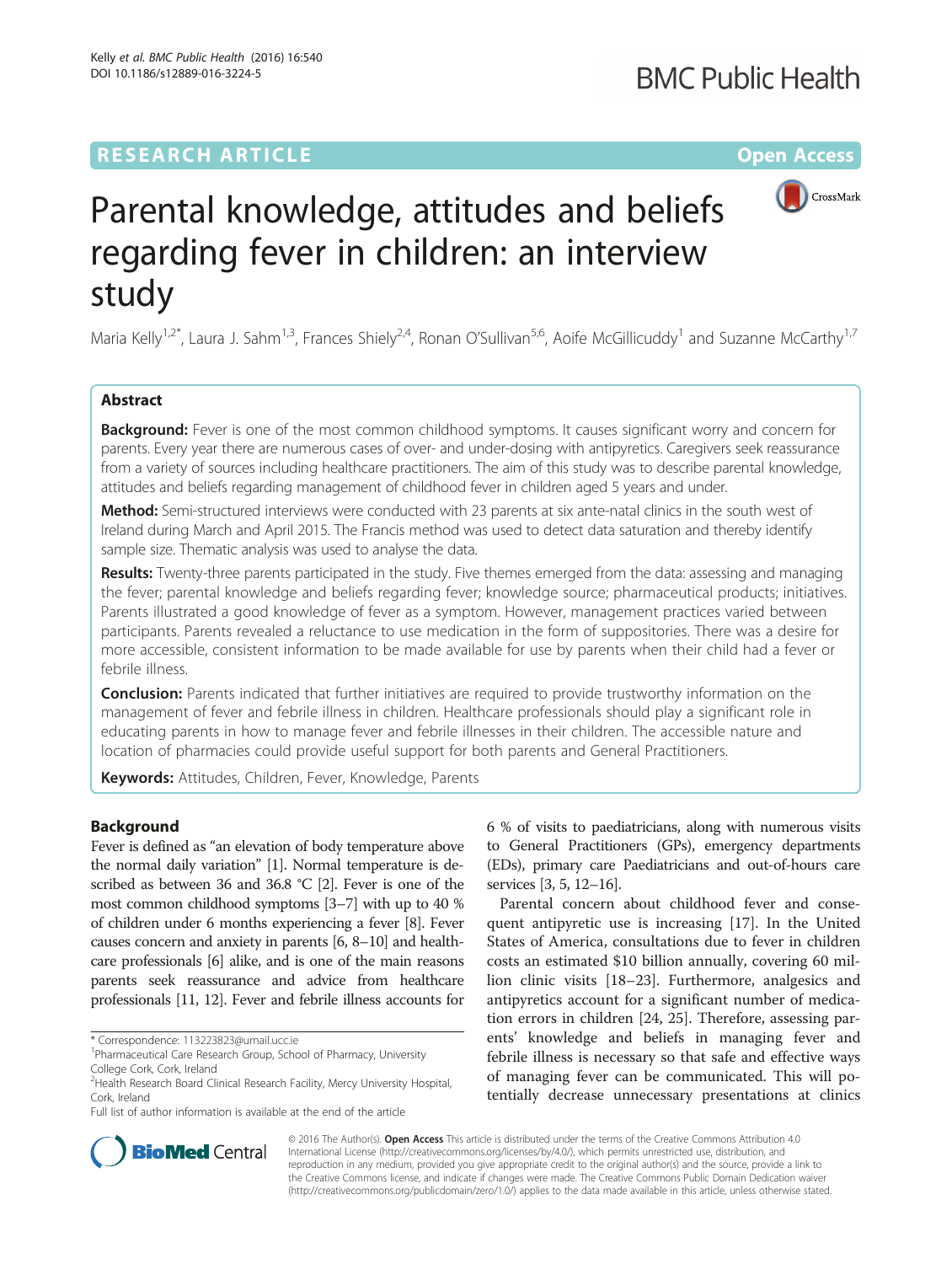RESEARCH ARTICLE Open Access

# Parental knowledge, attitudes and beliefs regarding fever in children: an interview study

Maria Kelly[1,2*], Laura J. Sahm[1,3], Frances Shiely[2,4], Ronan O'Sullivan[5,6], Aoife McGillicuddy[1] and Suzanne McCarthy[1,7]

## Abstract

**Background:** Fever is one of the most common childhood symptoms. It causes significant worry and concern for parents. Every year there are numerous cases of over- and under-dosing with antipyretics. Caregivers seek reassurance from a variety of sources including healthcare practitioners. The aim of this study was to describe parental knowledge, attitudes and beliefs regarding management of childhood fever in children aged 5 years and under.

**Method:** Semi-structured interviews were conducted with 23 parents at six ante-natal clinics in the south west of Ireland during March and April 2015. The Francis method was used to detect data saturation and thereby identify sample size. Thematic analysis was used to analyse the data.

**Results:** Twenty-three parents participated in the study. Five themes emerged from the data: assessing and managing the fever; parental knowledge and beliefs regarding fever; knowledge source; pharmaceutical products; initiatives. Parents illustrated a good knowledge of fever as a symptom. However, management practices varied between participants. Parents revealed a reluctance to use medication in the form of suppositories. There was a desire for more accessible, consistent information to be made available for use by parents when their child had a fever or febrile illness.

**Conclusion:** Parents indicated that further initiatives are required to provide trustworthy information on the management of fever and febrile illness in children. Healthcare professionals should play a significant role in educating parents in how to manage fever and febrile illnesses in their children. The accessible nature and location of pharmacies could provide useful support for both parents and General Practitioners.

**Keywords:** Attitudes, Children, Fever, Knowledge, Parents

## Background

Fever is defined as "an elevation of body temperature above the normal daily variation" [1]. Normal temperature is described as between 36 and 36.8 °C [2]. Fever is one of the most common childhood symptoms [3–7] with up to 40 % of children under 6 months experiencing a fever [8]. Fever causes concern and anxiety in parents [6, 8–10] and healthcare professionals [6] alike, and is one of the main reasons parents seek reassurance and advice from healthcare professionals [11, 12]. Fever and febrile illness accounts for 6 % of visits to paediatricians, along with numerous visits to General Practitioners (GPs), emergency departments (EDs), primary care Paediatricians and out-of-hours care services [3, 5, 12–16].

Parental concern about childhood fever and consequent antipyretic use is increasing [17]. In the United States of America, consultations due to fever in children costs an estimated $10 billion annually, covering 60 million clinic visits [18–23]. Furthermore, analgesics and antipyretics account for a significant number of medication errors in children [24, 25]. Therefore, assessing parents' knowledge and beliefs in managing fever and febrile illness is necessary so that safe and effective ways of managing fever can be communicated. This will potentially decrease unnecessary presentations at clinics

---

* Correspondence: 113223823@umail.ucc.ie
[1]Pharmaceutical Care Research Group, School of Pharmacy, University College Cork, Cork, Ireland
[2]Health Research Board Clinical Research Facility, Mercy University Hospital, Cork, Ireland
Full list of author information is available at the end of the article

© 2016 The Author(s). **Open Access** This article is distributed under the terms of the Creative Commons Attribution 4.0 International License (http://creativecommons.org/licenses/by/4.0/), which permits unrestricted use, distribution, and reproduction in any medium, provided you give appropriate credit to the original author(s) and the source, provide a link to the Creative Commons license, and indicate if changes were made. The Creative Commons Public Domain Dedication waiver (http://creativecommons.org/publicdomain/zero/1.0/) applies to the data made available in this article, unless otherwise stated.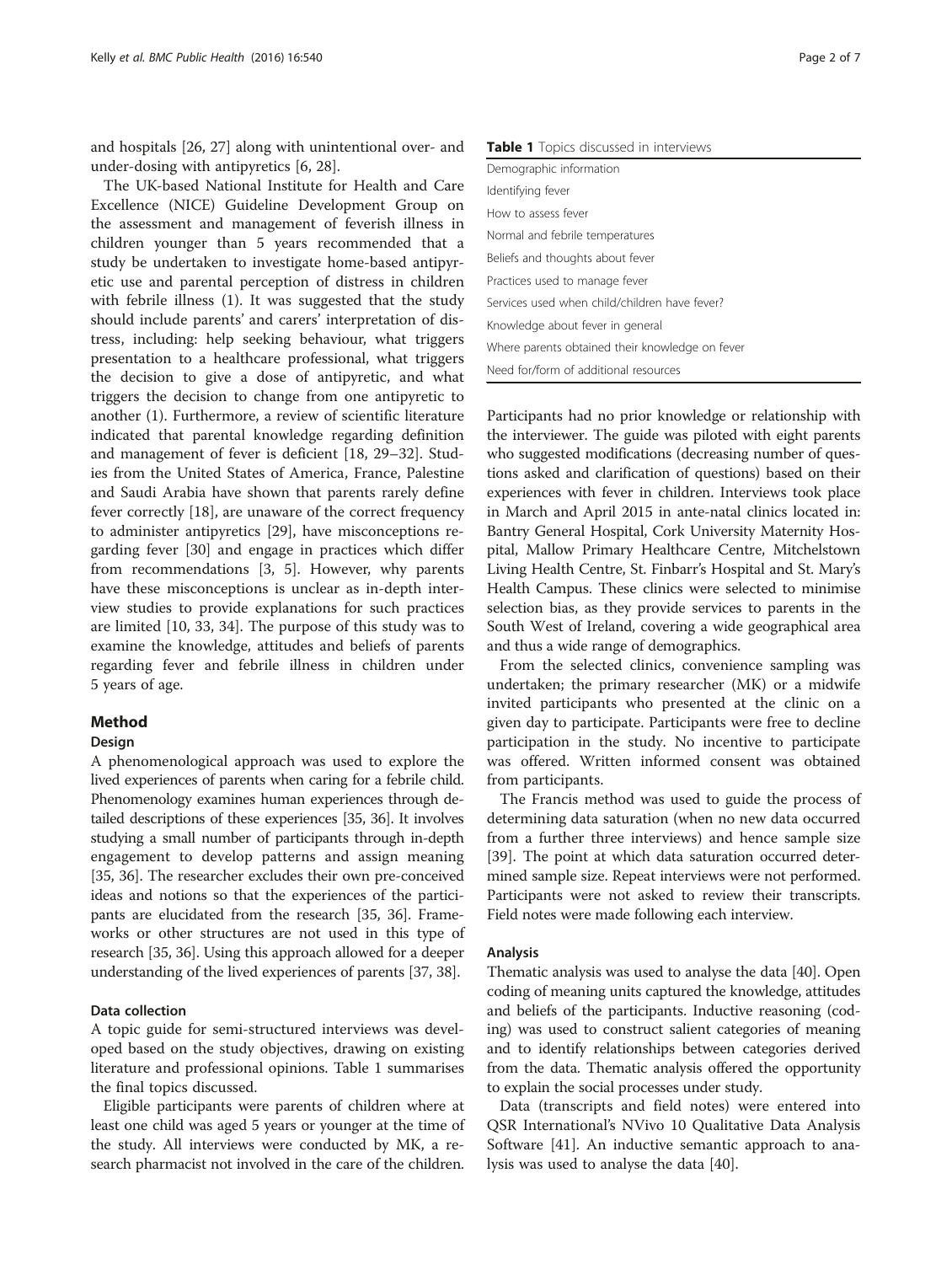and hospitals [26, 27] along with unintentional over- and under-dosing with antipyretics [6, 28].

The UK-based National Institute for Health and Care Excellence (NICE) Guideline Development Group on the assessment and management of feverish illness in children younger than 5 years recommended that a study be undertaken to investigate home-based antipyretic use and parental perception of distress in children with febrile illness (1). It was suggested that the study should include parents' and carers' interpretation of distress, including: help seeking behaviour, what triggers presentation to a healthcare professional, what triggers the decision to give a dose of antipyretic, and what triggers the decision to change from one antipyretic to another (1). Furthermore, a review of scientific literature indicated that parental knowledge regarding definition and management of fever is deficient [18, 29–32]. Studies from the United States of America, France, Palestine and Saudi Arabia have shown that parents rarely define fever correctly [18], are unaware of the correct frequency to administer antipyretics [29], have misconceptions regarding fever [30] and engage in practices which differ from recommendations [3, 5]. However, why parents have these misconceptions is unclear as in-depth interview studies to provide explanations for such practices are limited [10, 33, 34]. The purpose of this study was to examine the knowledge, attitudes and beliefs of parents regarding fever and febrile illness in children under 5 years of age.

## Method

### Design

A phenomenological approach was used to explore the lived experiences of parents when caring for a febrile child. Phenomenology examines human experiences through detailed descriptions of these experiences [35, 36]. It involves studying a small number of participants through in-depth engagement to develop patterns and assign meaning [35, 36]. The researcher excludes their own pre-conceived ideas and notions so that the experiences of the participants are elucidated from the research [35, 36]. Frameworks or other structures are not used in this type of research [35, 36]. Using this approach allowed for a deeper understanding of the lived experiences of parents [37, 38].

### Data collection

A topic guide for semi-structured interviews was developed based on the study objectives, drawing on existing literature and professional opinions. Table 1 summarises the final topics discussed.

**Table 1** Topics discussed in interviews

| Topics |
|---|
| Demographic information |
| Identifying fever |
| How to assess fever |
| Normal and febrile temperatures |
| Beliefs and thoughts about fever |
| Practices used to manage fever |
| Services used when child/children have fever? |
| Knowledge about fever in general |
| Where parents obtained their knowledge on fever |
| Need for/form of additional resources |

Eligible participants were parents of children where at least one child was aged 5 years or younger at the time of the study. All interviews were conducted by MK, a research pharmacist not involved in the care of the children. Participants had no prior knowledge or relationship with the interviewer. The guide was piloted with eight parents who suggested modifications (decreasing number of questions asked and clarification of questions) based on their experiences with fever in children. Interviews took place in March and April 2015 in ante-natal clinics located in: Bantry General Hospital, Cork University Maternity Hospital, Mallow Primary Healthcare Centre, Mitchelstown Living Health Centre, St. Finbarr's Hospital and St. Mary's Health Campus. These clinics were selected to minimise selection bias, as they provide services to parents in the South West of Ireland, covering a wide geographical area and thus a wide range of demographics.

From the selected clinics, convenience sampling was undertaken; the primary researcher (MK) or a midwife invited participants who presented at the clinic on a given day to participate. Participants were free to decline participation in the study. No incentive to participate was offered. Written informed consent was obtained from participants.

The Francis method was used to guide the process of determining data saturation (when no new data occurred from a further three interviews) and hence sample size [39]. The point at which data saturation occurred determined sample size. Repeat interviews were not performed. Participants were not asked to review their transcripts. Field notes were made following each interview.

### Analysis

Thematic analysis was used to analyse the data [40]. Open coding of meaning units captured the knowledge, attitudes and beliefs of the participants. Inductive reasoning (coding) was used to construct salient categories of meaning and to identify relationships between categories derived from the data. Thematic analysis offered the opportunity to explain the social processes under study.

Data (transcripts and field notes) were entered into QSR International's NVivo 10 Qualitative Data Analysis Software [41]. An inductive semantic approach to analysis was used to analyse the data [40].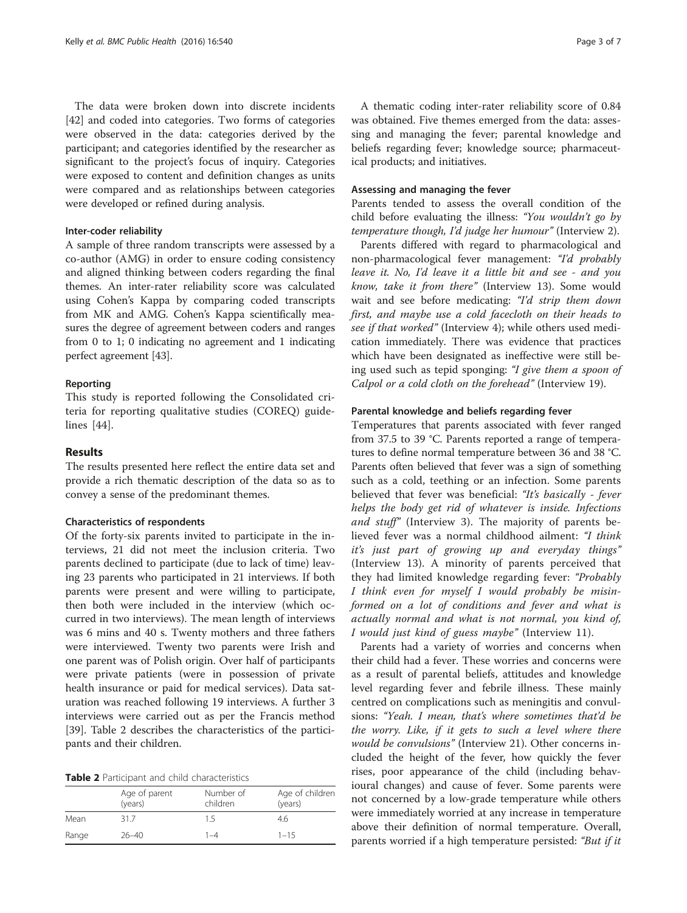The data were broken down into discrete incidents [42] and coded into categories. Two forms of categories were observed in the data: categories derived by the participant; and categories identified by the researcher as significant to the project's focus of inquiry. Categories were exposed to content and definition changes as units were compared and as relationships between categories were developed or refined during analysis.

#### Inter-coder reliability

A sample of three random transcripts were assessed by a co-author (AMG) in order to ensure coding consistency and aligned thinking between coders regarding the final themes. An inter-rater reliability score was calculated using Cohen's Kappa by comparing coded transcripts from MK and AMG. Cohen's Kappa scientifically measures the degree of agreement between coders and ranges from 0 to 1; 0 indicating no agreement and 1 indicating perfect agreement [43].

#### Reporting

This study is reported following the Consolidated criteria for reporting qualitative studies (COREQ) guidelines [44].

## Results

The results presented here reflect the entire data set and provide a rich thematic description of the data so as to convey a sense of the predominant themes.

#### Characteristics of respondents

Of the forty-six parents invited to participate in the interviews, 21 did not meet the inclusion criteria. Two parents declined to participate (due to lack of time) leaving 23 parents who participated in 21 interviews. If both parents were present and were willing to participate, then both were included in the interview (which occurred in two interviews). The mean length of interviews was 6 mins and 40 s. Twenty mothers and three fathers were interviewed. Twenty two parents were Irish and one parent was of Polish origin. Over half of participants were private patients (were in possession of private health insurance or paid for medical services). Data saturation was reached following 19 interviews. A further 3 interviews were carried out as per the Francis method [39]. Table 2 describes the characteristics of the participants and their children.

**Table 2** Participant and child characteristics

| | Age of parent (years) | Number of children | Age of children (years) |
|---|---|---|---|
| Mean | 31.7 | 1.5 | 4.6 |
| Range | 26–40 | 1–4 | 1–15 |

A thematic coding inter-rater reliability score of 0.84 was obtained. Five themes emerged from the data: assessing and managing the fever; parental knowledge and beliefs regarding fever; knowledge source; pharmaceutical products; and initiatives.

#### Assessing and managing the fever

Parents tended to assess the overall condition of the child before evaluating the illness: *"You wouldn't go by temperature though, I'd judge her humour"* (Interview 2).

Parents differed with regard to pharmacological and non-pharmacological fever management: *"I'd probably leave it. No, I'd leave it a little bit and see - and you know, take it from there"* (Interview 13). Some would wait and see before medicating: *"I'd strip them down first, and maybe use a cold facecloth on their heads to see if that worked"* (Interview 4); while others used medication immediately. There was evidence that practices which have been designated as ineffective were still being used such as tepid sponging: *"I give them a spoon of Calpol or a cold cloth on the forehead"* (Interview 19).

#### Parental knowledge and beliefs regarding fever

Temperatures that parents associated with fever ranged from 37.5 to 39 °C. Parents reported a range of temperatures to define normal temperature between 36 and 38 °C. Parents often believed that fever was a sign of something such as a cold, teething or an infection. Some parents believed that fever was beneficial: *"It's basically - fever helps the body get rid of whatever is inside. Infections and stuff"* (Interview 3). The majority of parents believed fever was a normal childhood ailment: *"I think it's just part of growing up and everyday things"* (Interview 13). A minority of parents perceived that they had limited knowledge regarding fever: *"Probably I think even for myself I would probably be misinformed on a lot of conditions and fever and what is actually normal and what is not normal, you kind of, I would just kind of guess maybe"* (Interview 11).

Parents had a variety of worries and concerns when their child had a fever. These worries and concerns were as a result of parental beliefs, attitudes and knowledge level regarding fever and febrile illness. These mainly centred on complications such as meningitis and convulsions: *"Yeah. I mean, that's where sometimes that'd be the worry. Like, if it gets to such a level where there would be convulsions"* (Interview 21). Other concerns included the height of the fever, how quickly the fever rises, poor appearance of the child (including behavioural changes) and cause of fever. Some parents were not concerned by a low-grade temperature while others were immediately worried at any increase in temperature above their definition of normal temperature. Overall, parents worried if a high temperature persisted: *"But if it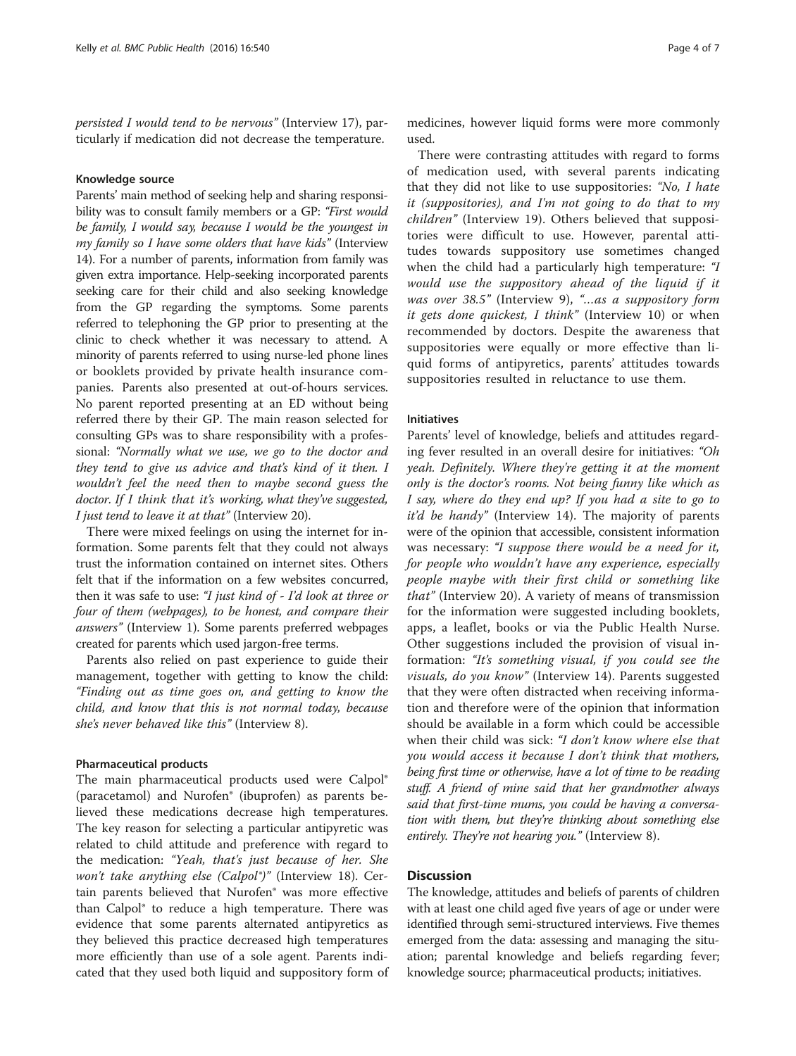*persisted I would tend to be nervous"* (Interview 17), particularly if medication did not decrease the temperature.

### Knowledge source

Parents' main method of seeking help and sharing responsibility was to consult family members or a GP: *"First would be family, I would say, because I would be the youngest in my family so I have some olders that have kids"* (Interview 14). For a number of parents, information from family was given extra importance. Help-seeking incorporated parents seeking care for their child and also seeking knowledge from the GP regarding the symptoms. Some parents referred to telephoning the GP prior to presenting at the clinic to check whether it was necessary to attend. A minority of parents referred to using nurse-led phone lines or booklets provided by private health insurance companies. Parents also presented at out-of-hours services. No parent reported presenting at an ED without being referred there by their GP. The main reason selected for consulting GPs was to share responsibility with a professional: *"Normally what we use, we go to the doctor and they tend to give us advice and that's kind of it then. I wouldn't feel the need then to maybe second guess the doctor. If I think that it's working, what they've suggested, I just tend to leave it at that"* (Interview 20).

There were mixed feelings on using the internet for information. Some parents felt that they could not always trust the information contained on internet sites. Others felt that if the information on a few websites concurred, then it was safe to use: *"I just kind of - I'd look at three or four of them (webpages), to be honest, and compare their answers"* (Interview 1). Some parents preferred webpages created for parents which used jargon-free terms.

Parents also relied on past experience to guide their management, together with getting to know the child: *"Finding out as time goes on, and getting to know the child, and know that this is not normal today, because she's never behaved like this"* (Interview 8).

### Pharmaceutical products

The main pharmaceutical products used were Calpol® (paracetamol) and Nurofen® (ibuprofen) as parents believed these medications decrease high temperatures. The key reason for selecting a particular antipyretic was related to child attitude and preference with regard to the medication: *"Yeah, that's just because of her. She won't take anything else (Calpol®)"* (Interview 18). Certain parents believed that Nurofen® was more effective than Calpol® to reduce a high temperature. There was evidence that some parents alternated antipyretics as they believed this practice decreased high temperatures more efficiently than use of a sole agent. Parents indicated that they used both liquid and suppository form of medicines, however liquid forms were more commonly used.

There were contrasting attitudes with regard to forms of medication used, with several parents indicating that they did not like to use suppositories: *"No, I hate it (suppositories), and I'm not going to do that to my children"* (Interview 19). Others believed that suppositories were difficult to use. However, parental attitudes towards suppository use sometimes changed when the child had a particularly high temperature: *"I would use the suppository ahead of the liquid if it was over 38.5"* (Interview 9), *"…as a suppository form it gets done quickest, I think"* (Interview 10) or when recommended by doctors. Despite the awareness that suppositories were equally or more effective than liquid forms of antipyretics, parents' attitudes towards suppositories resulted in reluctance to use them.

### Initiatives

Parents' level of knowledge, beliefs and attitudes regarding fever resulted in an overall desire for initiatives: *"Oh yeah. Definitely. Where they're getting it at the moment only is the doctor's rooms. Not being funny like which as I say, where do they end up? If you had a site to go to it'd be handy"* (Interview 14). The majority of parents were of the opinion that accessible, consistent information was necessary: *"I suppose there would be a need for it, for people who wouldn't have any experience, especially people maybe with their first child or something like that"* (Interview 20). A variety of means of transmission for the information were suggested including booklets, apps, a leaflet, books or via the Public Health Nurse. Other suggestions included the provision of visual information: *"It's something visual, if you could see the visuals, do you know"* (Interview 14). Parents suggested that they were often distracted when receiving information and therefore were of the opinion that information should be available in a form which could be accessible when their child was sick: *"I don't know where else that you would access it because I don't think that mothers, being first time or otherwise, have a lot of time to be reading stuff. A friend of mine said that her grandmother always said that first-time mums, you could be having a conversation with them, but they're thinking about something else entirely. They're not hearing you."* (Interview 8).

## Discussion

The knowledge, attitudes and beliefs of parents of children with at least one child aged five years of age or under were identified through semi-structured interviews. Five themes emerged from the data: assessing and managing the situation; parental knowledge and beliefs regarding fever; knowledge source; pharmaceutical products; initiatives.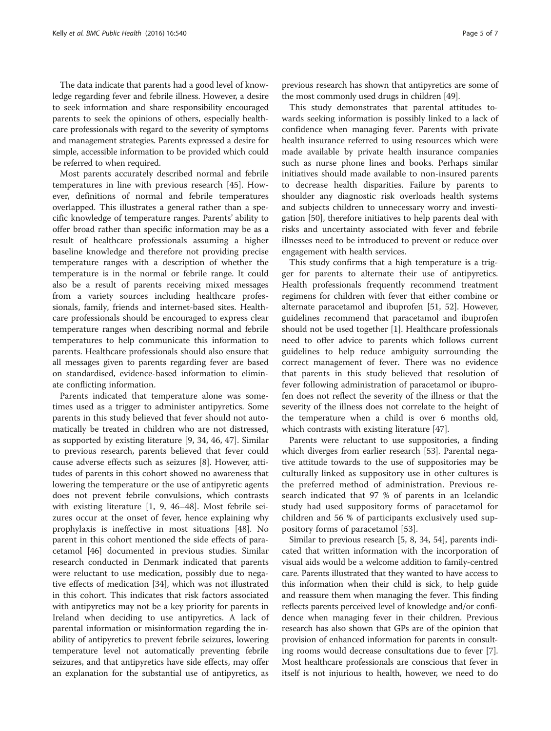The data indicate that parents had a good level of knowledge regarding fever and febrile illness. However, a desire to seek information and share responsibility encouraged parents to seek the opinions of others, especially healthcare professionals with regard to the severity of symptoms and management strategies. Parents expressed a desire for simple, accessible information to be provided which could be referred to when required.

Most parents accurately described normal and febrile temperatures in line with previous research [45]. However, definitions of normal and febrile temperatures overlapped. This illustrates a general rather than a specific knowledge of temperature ranges. Parents' ability to offer broad rather than specific information may be as a result of healthcare professionals assuming a higher baseline knowledge and therefore not providing precise temperature ranges with a description of whether the temperature is in the normal or febrile range. It could also be a result of parents receiving mixed messages from a variety sources including healthcare professionals, family, friends and internet-based sites. Healthcare professionals should be encouraged to express clear temperature ranges when describing normal and febrile temperatures to help communicate this information to parents. Healthcare professionals should also ensure that all messages given to parents regarding fever are based on standardised, evidence-based information to eliminate conflicting information.

Parents indicated that temperature alone was sometimes used as a trigger to administer antipyretics. Some parents in this study believed that fever should not automatically be treated in children who are not distressed, as supported by existing literature [9, 34, 46, 47]. Similar to previous research, parents believed that fever could cause adverse effects such as seizures [8]. However, attitudes of parents in this cohort showed no awareness that lowering the temperature or the use of antipyretic agents does not prevent febrile convulsions, which contrasts with existing literature [1, 9, 46–48]. Most febrile seizures occur at the onset of fever, hence explaining why prophylaxis is ineffective in most situations [48]. No parent in this cohort mentioned the side effects of paracetamol [46] documented in previous studies. Similar research conducted in Denmark indicated that parents were reluctant to use medication, possibly due to negative effects of medication [34], which was not illustrated in this cohort. This indicates that risk factors associated with antipyretics may not be a key priority for parents in Ireland when deciding to use antipyretics. A lack of parental information or misinformation regarding the inability of antipyretics to prevent febrile seizures, lowering temperature level not automatically preventing febrile seizures, and that antipyretics have side effects, may offer an explanation for the substantial use of antipyretics, as previous research has shown that antipyretics are some of the most commonly used drugs in children [49].

This study demonstrates that parental attitudes towards seeking information is possibly linked to a lack of confidence when managing fever. Parents with private health insurance referred to using resources which were made available by private health insurance companies such as nurse phone lines and books. Perhaps similar initiatives should made available to non-insured parents to decrease health disparities. Failure by parents to shoulder any diagnostic risk overloads health systems and subjects children to unnecessary worry and investigation [50], therefore initiatives to help parents deal with risks and uncertainty associated with fever and febrile illnesses need to be introduced to prevent or reduce over engagement with health services.

This study confirms that a high temperature is a trigger for parents to alternate their use of antipyretics. Health professionals frequently recommend treatment regimens for children with fever that either combine or alternate paracetamol and ibuprofen [51, 52]. However, guidelines recommend that paracetamol and ibuprofen should not be used together [1]. Healthcare professionals need to offer advice to parents which follows current guidelines to help reduce ambiguity surrounding the correct management of fever. There was no evidence that parents in this study believed that resolution of fever following administration of paracetamol or ibuprofen does not reflect the severity of the illness or that the severity of the illness does not correlate to the height of the temperature when a child is over 6 months old, which contrasts with existing literature [47].

Parents were reluctant to use suppositories, a finding which diverges from earlier research [53]. Parental negative attitude towards to the use of suppositories may be culturally linked as suppository use in other cultures is the preferred method of administration. Previous research indicated that 97 % of parents in an Icelandic study had used suppository forms of paracetamol for children and 56 % of participants exclusively used suppository forms of paracetamol [53].

Similar to previous research [5, 8, 34, 54], parents indicated that written information with the incorporation of visual aids would be a welcome addition to family-centred care. Parents illustrated that they wanted to have access to this information when their child is sick, to help guide and reassure them when managing the fever. This finding reflects parents perceived level of knowledge and/or confidence when managing fever in their children. Previous research has also shown that GPs are of the opinion that provision of enhanced information for parents in consulting rooms would decrease consultations due to fever [7]. Most healthcare professionals are conscious that fever in itself is not injurious to health, however, we need to do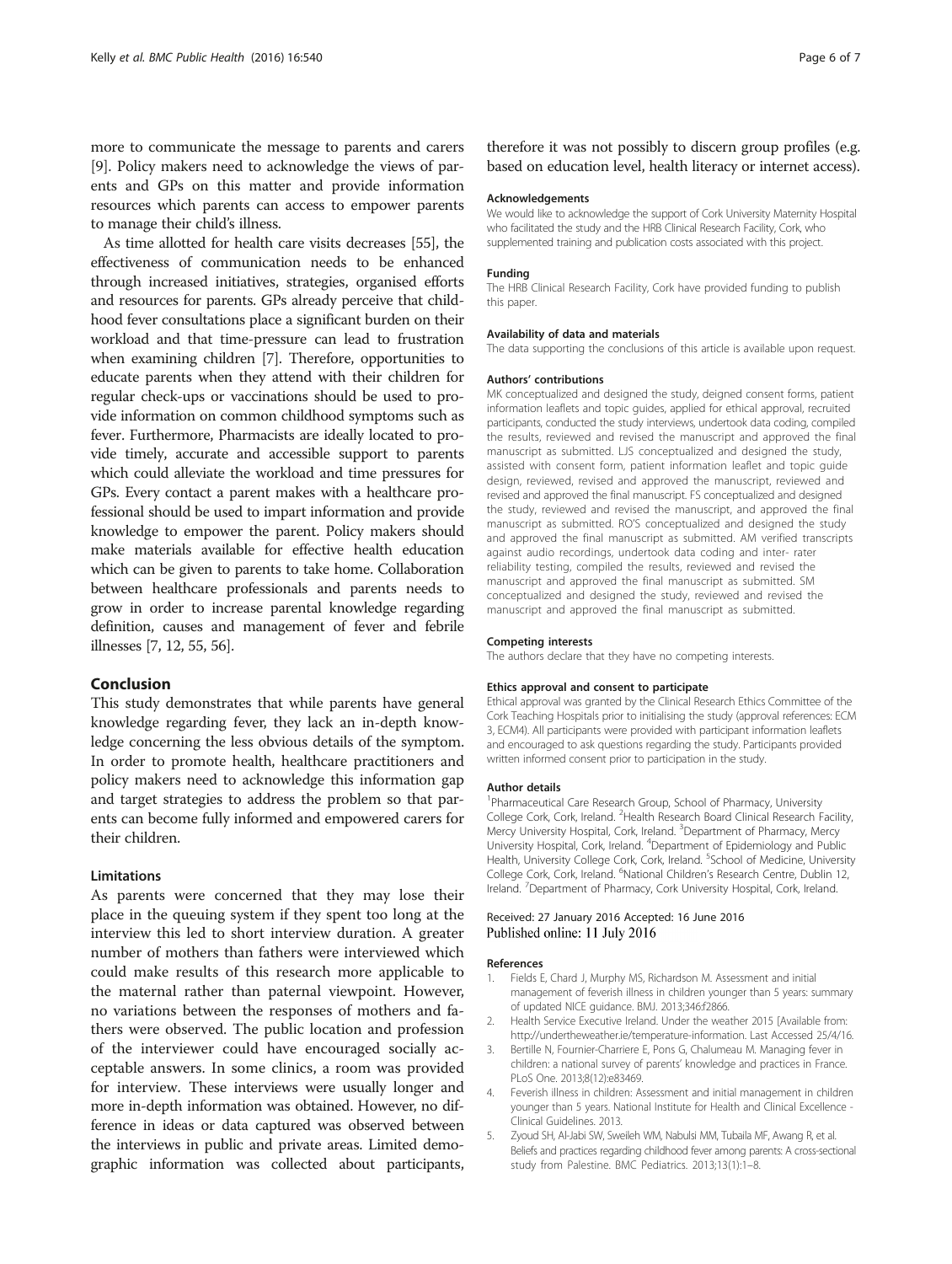more to communicate the message to parents and carers [9]. Policy makers need to acknowledge the views of parents and GPs on this matter and provide information resources which parents can access to empower parents to manage their child's illness.

As time allotted for health care visits decreases [55], the effectiveness of communication needs to be enhanced through increased initiatives, strategies, organised efforts and resources for parents. GPs already perceive that childhood fever consultations place a significant burden on their workload and that time-pressure can lead to frustration when examining children [7]. Therefore, opportunities to educate parents when they attend with their children for regular check-ups or vaccinations should be used to provide information on common childhood symptoms such as fever. Furthermore, Pharmacists are ideally located to provide timely, accurate and accessible support to parents which could alleviate the workload and time pressures for GPs. Every contact a parent makes with a healthcare professional should be used to impart information and provide knowledge to empower the parent. Policy makers should make materials available for effective health education which can be given to parents to take home. Collaboration between healthcare professionals and parents needs to grow in order to increase parental knowledge regarding definition, causes and management of fever and febrile illnesses [7, 12, 55, 56].

## Conclusion

This study demonstrates that while parents have general knowledge regarding fever, they lack an in-depth knowledge concerning the less obvious details of the symptom. In order to promote health, healthcare practitioners and policy makers need to acknowledge this information gap and target strategies to address the problem so that parents can become fully informed and empowered carers for their children.

### Limitations

As parents were concerned that they may lose their place in the queuing system if they spent too long at the interview this led to short interview duration. A greater number of mothers than fathers were interviewed which could make results of this research more applicable to the maternal rather than paternal viewpoint. However, no variations between the responses of mothers and fathers were observed. The public location and profession of the interviewer could have encouraged socially acceptable answers. In some clinics, a room was provided for interview. These interviews were usually longer and more in-depth information was obtained. However, no difference in ideas or data captured was observed between the interviews in public and private areas. Limited demographic information was collected about participants, therefore it was not possibly to discern group profiles (e.g. based on education level, health literacy or internet access).

#### Acknowledgements

We would like to acknowledge the support of Cork University Maternity Hospital who facilitated the study and the HRB Clinical Research Facility, Cork, who supplemented training and publication costs associated with this project.

#### Funding

The HRB Clinical Research Facility, Cork have provided funding to publish this paper.

#### Availability of data and materials

The data supporting the conclusions of this article is available upon request.

#### Authors' contributions

MK conceptualized and designed the study, deigned consent forms, patient information leaflets and topic guides, applied for ethical approval, recruited participants, conducted the study interviews, undertook data coding, compiled the results, reviewed and revised the manuscript and approved the final manuscript as submitted. LJS conceptualized and designed the study, assisted with consent form, patient information leaflet and topic guide design, reviewed, revised and approved the manuscript, reviewed and revised and approved the final manuscript. FS conceptualized and designed the study, reviewed and revised the manuscript, and approved the final manuscript as submitted. RO'S conceptualized and designed the study and approved the final manuscript as submitted. AM verified transcripts against audio recordings, undertook data coding and inter- rater reliability testing, compiled the results, reviewed and revised the manuscript and approved the final manuscript as submitted. SM conceptualized and designed the study, reviewed and revised the manuscript and approved the final manuscript as submitted.

#### Competing interests

The authors declare that they have no competing interests.

#### Ethics approval and consent to participate

Ethical approval was granted by the Clinical Research Ethics Committee of the Cork Teaching Hospitals prior to initialising the study (approval references: ECM 3, ECM4). All participants were provided with participant information leaflets and encouraged to ask questions regarding the study. Participants provided written informed consent prior to participation in the study.

#### Author details

[1]Pharmaceutical Care Research Group, School of Pharmacy, University College Cork, Cork, Ireland. [2]Health Research Board Clinical Research Facility, Mercy University Hospital, Cork, Ireland. [3]Department of Pharmacy, Mercy University Hospital, Cork, Ireland. [4]Department of Epidemiology and Public Health, University College Cork, Cork, Ireland. [5]School of Medicine, University College Cork, Cork, Ireland. [6]National Children's Research Centre, Dublin 12, Ireland. [7]Department of Pharmacy, Cork University Hospital, Cork, Ireland.

Received: 27 January 2016 Accepted: 16 June 2016
Published online: 11 July 2016

#### References

1. Fields E, Chard J, Murphy MS, Richardson M. Assessment and initial management of feverish illness in children younger than 5 years: summary of updated NICE guidance. BMJ. 2013;346:f2866.
2. Health Service Executive Ireland. Under the weather 2015 [Available from: http://undertheweather.ie/temperature-information. Last Accessed 25/4/16.
3. Bertille N, Fournier-Charriere E, Pons G, Chalumeau M. Managing fever in children: a national survey of parents' knowledge and practices in France. PLoS One. 2013;8(12):e83469.
4. Feverish illness in children: Assessment and initial management in children younger than 5 years. National Institute for Health and Clinical Excellence - Clinical Guidelines. 2013.
5. Zyoud SH, Al-Jabi SW, Sweileh WM, Nabulsi MM, Tubaila MF, Awang R, et al. Beliefs and practices regarding childhood fever among parents: A cross-sectional study from Palestine. BMC Pediatrics. 2013;13(1):1–8.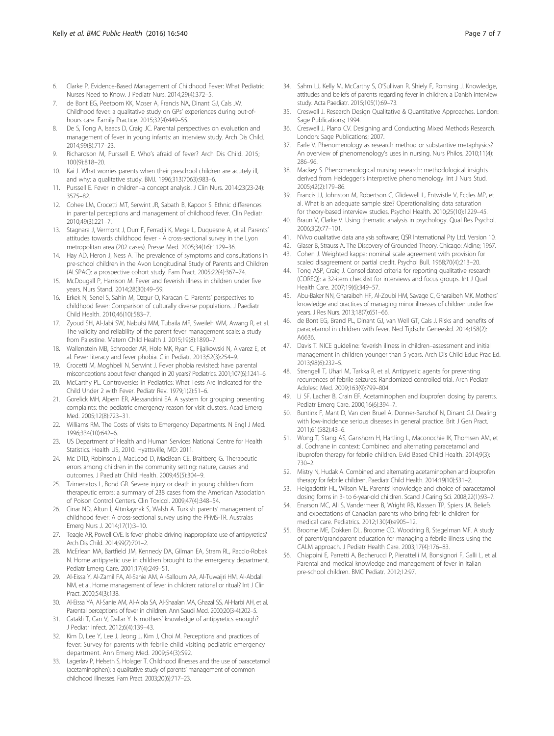6. Clarke P. Evidence-Based Management of Childhood Fever: What Pediatric Nurses Need to Know. J Pediatr Nurs. 2014;29(4):372–5.
7. de Bont EG, Peetoom KK, Moser A, Francis NA, Dinant GJ, Cals JW. Childhood fever: a qualitative study on GPs' experiences during out-of-hours care. Family Practice. 2015;32(4):449–55.
8. De S, Tong A, Isaacs D, Craig JC. Parental perspectives on evaluation and management of fever in young infants: an interview study. Arch Dis Child. 2014;99(8):717–23.
9. Richardson M, Purssell E. Who's afraid of fever? Arch Dis Child. 2015; 100(9):818–20.
10. Kai J. What worries parents when their preschool children are acutely ill, and why: a qualitative study. BMJ. 1996;313(7063):983–6.
11. Purssell E. Fever in children–a concept analysis. J Clin Nurs. 2014;23(23-24): 3575–82.
12. Cohee LM, Crocetti MT, Serwint JR, Sabath B, Kapoor S. Ethnic differences in parental perceptions and management of childhood fever. Clin Pediatr. 2010;49(3):221–7.
13. Stagnara J, Vermont J, Durr F, Ferradji K, Mege L, Duquesne A, et al. Parents' attitudes towards childhood fever - A cross-sectional survey in the Lyon metropolitan area (202 cases). Presse Med. 2005;34(16):1129–36.
14. Hay AD, Heron J, Ness A. The prevalence of symptoms and consultations in pre-school children in the Avon Longitudinal Study of Parents and Children (ALSPAC): a prospective cohort study. Fam Pract. 2005;22(4):367–74.
15. McDougall P, Harrison M. Fever and feverish illness in children under five years. Nurs Stand. 2014;28(30):49–59.
16. Erkek N, Senel S, Sahin M, Ozgur O, Karacan C. Parents' perspectives to childhood fever: Comparison of culturally diverse populations. J Paediatr Child Health. 2010;46(10):583–7.
17. Zyoud SH, Al-Jabi SW, Nabulsi MM, Tubaila MF, Sweileh WM, Awang R, et al. The validity and reliability of the parent fever management scale: a study from Palestine. Matern Child Health J. 2015;19(8):1890–7.
18. Wallenstein MB, Schroeder AR, Hole MK, Ryan C, Fijalkowski N, Alvarez E, et al. Fever literacy and fever phobia. Clin Pediatr. 2013;52(3):254–9.
19. Crocetti M, Moghbeli N, Serwint J. Fever phobia revisited: have parental misconceptions about fever changed in 20 years? Pediatrics. 2001;107(6):1241–6.
20. McCarthy PL. Controversies in Pediatrics: What Tests Are Indicated for the Child Under 2 with Fever. Pediatr Rev. 1979;1(2):51–6.
21. Gorelick MH, Alpern ER, Alessandrini EA. A system for grouping presenting complaints: the pediatric emergency reason for visit clusters. Acad Emerg Med. 2005;12(8):723–31.
22. Williams RM. The Costs of Visits to Emergency Departments. N Engl J Med. 1996;334(10):642–6.
23. US Department of Health and Human Services National Centre for Health Statistics. Health US, 2010. Hyattsville, MD: 2011.
24. Mc DTD, Robinson J, MacLeod D, MacBean CE, Braitberg G. Therapeutic errors among children in the community setting: nature, causes and outcomes. J Paediatr Child Health. 2009;45(5):304–9.
25. Tzimenatos L, Bond GR. Severe injury or death in young children from therapeutic errors: a summary of 238 cases from the American Association of Poison Control Centers. Clin Toxicol. 2009;47(4):348–54.
26. Cinar ND, Altun İ, Altınkaynak S, Walsh A. Turkish parents' management of childhood fever: A cross-sectional survey using the PFMS-TR. Australas Emerg Nurs J. 2014;17(1):3–10.
27. Teagle AR, Powell CVE. Is fever phobia driving inappropriate use of antipyretics? Arch Dis Child. 2014;99(7):701–2.
28. McErlean MA, Bartfield JM, Kennedy DA, Gilman EA, Stram RL, Raccio-Robak N. Home antipyretic use in children brought to the emergency department. Pediatr Emerg Care. 2001;17(4):249–51.
29. Al-Eissa Y, Al-Zamil FA, Al-Sanie AM, Al-Salloum AA, Al-Tuwaijri HM, Al-Abdali NM, et al. Home management of fever in children: rational or ritual? Int J Clin Pract. 2000;54(3):138.
30. Al-Eissa YA, Al-Sanie AM, Al-Alola SA, Al-Shaalan MA, Ghazal SS, Al-Harbi AH, et al. Parental perceptions of fever in children. Ann Saudi Med. 2000;20(3-4):202–5.
31. Catakli T, Can V, Dallar Y. Is mothers' knowledge of antipyretics enough? J Pediatr Infect. 2012;6(4):139–43.
32. Kim D, Lee Y, Lee J, Jeong J, Kim J, Choi M. Perceptions and practices of fever: Survey for parents with febrile child visiting pediatric emergency department. Ann Emerg Med. 2009;54(3):S92.
33. Lagerløv P, Helseth S, Holager T. Childhood illnesses and the use of paracetamol (acetaminophen): a qualitative study of parents' management of common childhood illnesses. Fam Pract. 2003;20(6):717–23.
34. Sahm LJ, Kelly M, McCarthy S, O'Sullivan R, Shiely F, Rømsing J. Knowledge, attitudes and beliefs of parents regarding fever in children: a Danish interview study. Acta Paediatr. 2015;105(1):69–73.
35. Creswell J. Research Design Qualitative & Quantitative Approaches. London: Sage Publications; 1994.
36. Creswell J, Plano CV. Designing and Conducting Mixed Methods Research. London: Sage Publications; 2007.
37. Earle V. Phenomenology as research method or substantive metaphysics? An overview of phenomenology's uses in nursing. Nurs Philos. 2010;11(4): 286–96.
38. Mackey S. Phenomenological nursing research: methodological insights derived from Heidegger's interpretive phenomenology. Int J Nurs Stud. 2005;42(2):179–86.
39. Francis JJ, Johnston M, Robertson C, Glidewell L, Entwistle V, Eccles MP, et al. What is an adequate sample size? Operationalising data saturation for theory-based interview studies. Psychol Health. 2010;25(10):1229–45.
40. Braun V, Clarke V. Using thematic analysis in psychology. Qual Res Psychol. 2006;3(2):77–101.
41. NVivo qualitative data analysis software; QSR International Pty Ltd. Version 10.
42. Glaser B, Strauss A. The Discovery of Grounded Theory. Chicago: Aldine; 1967.
43. Cohen J. Weighted kappa: nominal scale agreement with provision for scaled disagreement or partial credit. Psychol Bull. 1968;70(4):213–20.
44. Tong ASP, Craig J. Consolidated criteria for reporting qualitative research (COREQ): a 32-item checklist for interviews and focus groups. Int J Qual Health Care. 2007;19(6):349–57.
45. Abu-Baker NN, Gharaibeh HF, Al-Zoubi HM, Savage C, Gharaibeh MK. Mothers' knowledge and practices of managing minor illnesses of children under five years. J Res Nurs. 2013;18(7):651–66.
46. de Bont EG, Brand PL, Dinant GJ, van Well GT, Cals J. Risks and benefits of paracetamol in children with fever. Ned Tijdschr Geneeskd. 2014;158(2): A6636.
47. Davis T. NICE guideline: feverish illness in children–assessment and initial management in children younger than 5 years. Arch Dis Child Educ Prac Ed. 2013;98(6):232–5.
48. Strengell T, Uhari M, Tarkka R, et al. Antipyretic agents for preventing recurrences of febrile seizures: Randomized controlled trial. Arch Pediatr Adolesc Med. 2009;163(9):799–804.
49. Li SF, Lacher B, Crain EF. Acetaminophen and ibuprofen dosing by parents. Pediatr Emerg Care. 2000;16(6):394–7.
50. Buntinx F, Mant D, Van den Bruel A, Donner-Banzhof N, Dinant GJ. Dealing with low-incidence serious diseases in general practice. Brit J Gen Pract. 2011;61(582):43–6.
51. Wong T, Stang AS, Ganshorn H, Hartling L, Maconochie IK, Thomsen AM, et al. Cochrane in context: Combined and alternating paracetamol and ibuprofen therapy for febrile children. Evid Based Child Health. 2014;9(3): 730–2.
52. Mistry N, Hudak A. Combined and alternating acetaminophen and ibuprofen therapy for febrile children. Paediatr Child Health. 2014;19(10):531–2.
53. Helgadóttir HL, Wilson ME. Parents' knowledge and choice of paracetamol dosing forms in 3- to 6-year-old children. Scand J Caring Sci. 2008;22(1):93–7.
54. Enarson MC, Ali S, Vandermeer B, Wright RB, Klassen TP, Spiers JA. Beliefs and expectations of Canadian parents who bring febrile children for medical care. Pediatrics. 2012;130(4):e905–12.
55. Broome ME, Dokken DL, Broome CD, Woodring B, Stegelman MF. A study of parent/grandparent education for managing a febrile illness using the CALM approach. J Pediatr Health Care. 2003;17(4):176–83.
56. Chiappini E, Parretti A, Becherucci P, Pierattelli M, Bonsignori F, Galli L, et al. Parental and medical knowledge and management of fever in Italian pre-school children. BMC Pediatr. 2012;12:97.